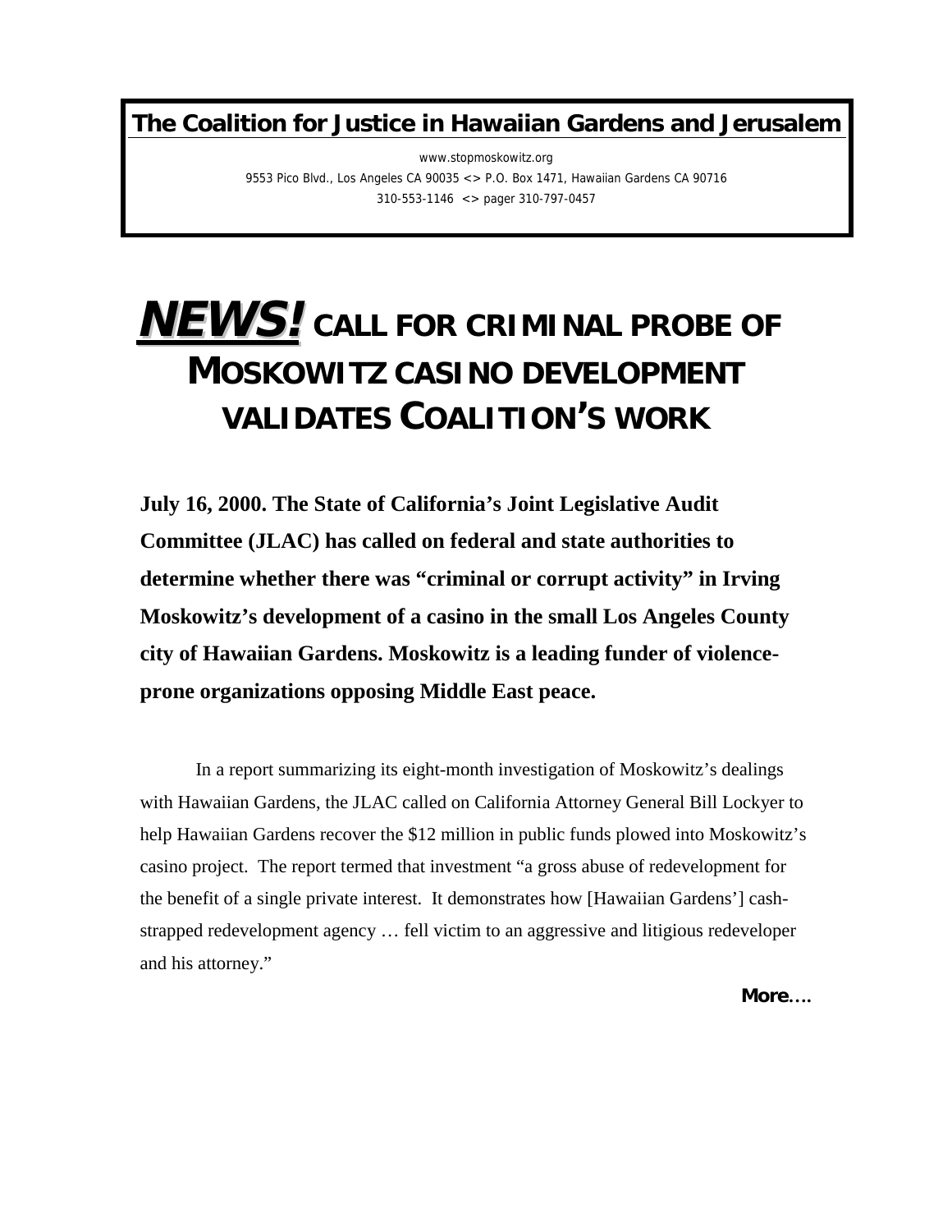**The Coalition for Justice in Hawaiian Gardens and Jerusalem**

www.stopmoskowitz.org

9553 Pico Blvd., Los Angeles CA 90035 <> P.O. Box 1471, Hawaiian Gardens CA 90716

310-553-1146 <> pager 310-797-0457

# *NEWS!* CALL FOR CRIMINAL PROBE OF MOSKOWITZ CASINO DEVELOPMENT VALIDATES COALITION'S WORK

**July 16, 2000. The State of California's Joint Legislative Audit Committee (JLAC) has called on federal and state authorities to determine whether there was "criminal or corrupt activity" in Irving Moskowitz's development of a casino in the small Los Angeles County city of Hawaiian Gardens. Moskowitz is a leading funder of violence-prone organizations opposing Middle East peace.**

In a report summarizing its eight-month investigation of Moskowitz's dealings with Hawaiian Gardens, the JLAC called on California Attorney General Bill Lockyer to help Hawaiian Gardens recover the $12 million in public funds plowed into Moskowitz's casino project. The report termed that investment "a gross abuse of redevelopment for the benefit of a single private interest. It demonstrates how [Hawaiian Gardens'] cash-strapped redevelopment agency … fell victim to an aggressive and litigious redeveloper and his attorney."

**More….**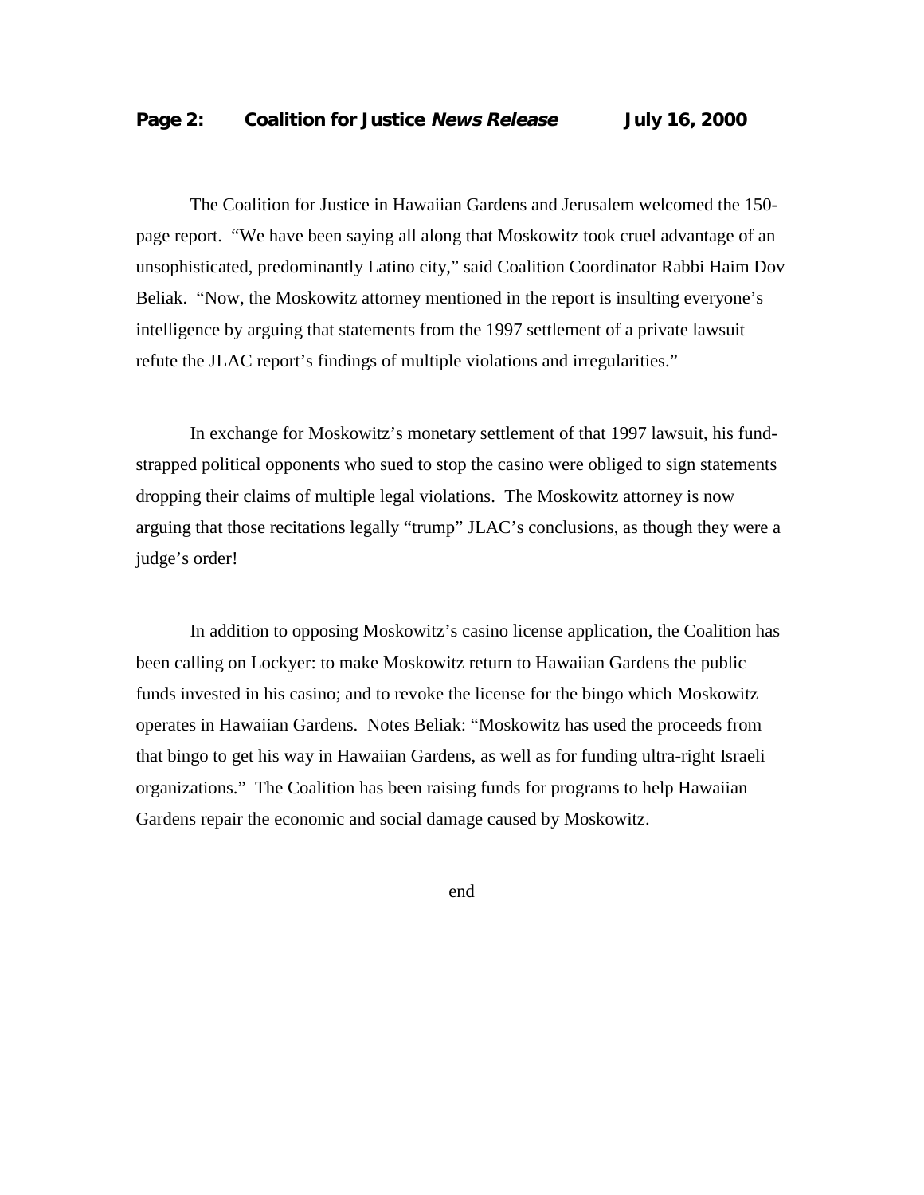The Coalition for Justice in Hawaiian Gardens and Jerusalem welcomed the 150-page report. "We have been saying all along that Moskowitz took cruel advantage of an unsophisticated, predominantly Latino city," said Coalition Coordinator Rabbi Haim Dov Beliak. "Now, the Moskowitz attorney mentioned in the report is insulting everyone's intelligence by arguing that statements from the 1997 settlement of a private lawsuit refute the JLAC report's findings of multiple violations and irregularities."

In exchange for Moskowitz's monetary settlement of that 1997 lawsuit, his fund-strapped political opponents who sued to stop the casino were obliged to sign statements dropping their claims of multiple legal violations. The Moskowitz attorney is now arguing that those recitations legally "trump" JLAC's conclusions, as though they were a judge's order!

In addition to opposing Moskowitz's casino license application, the Coalition has been calling on Lockyer: to make Moskowitz return to Hawaiian Gardens the public funds invested in his casino; and to revoke the license for the bingo which Moskowitz operates in Hawaiian Gardens. Notes Beliak: "Moskowitz has used the proceeds from that bingo to get his way in Hawaiian Gardens, as well as for funding ultra-right Israeli organizations." The Coalition has been raising funds for programs to help Hawaiian Gardens repair the economic and social damage caused by Moskowitz.

end